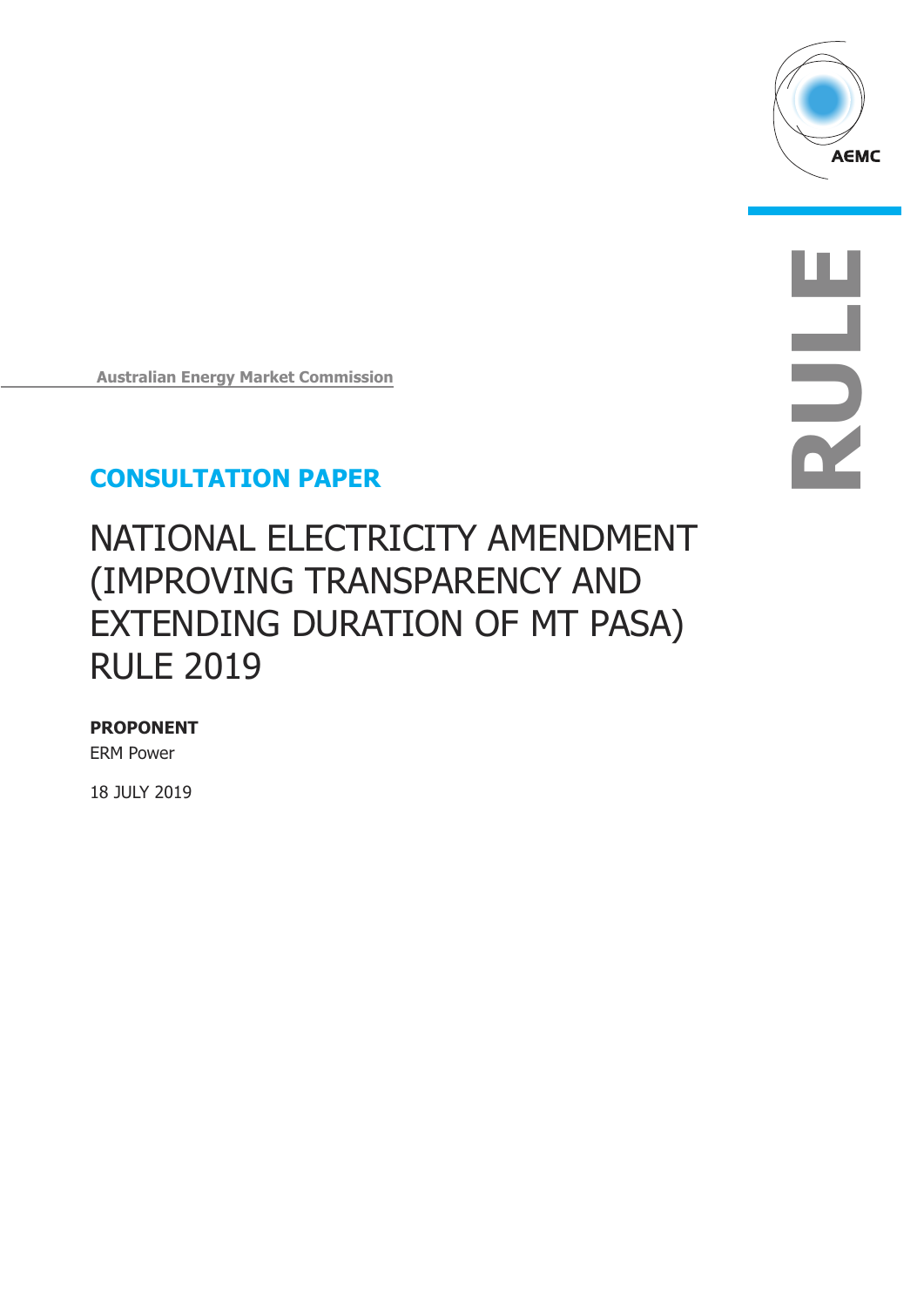AEMC

RULE

Australian Energy Market Commission

## CONSULTATION PAPER

# NATIONAL ELECTRICITY AMENDMENT (IMPROVING TRANSPARENCY AND EXTENDING DURATION OF MT PASA) RULE 2019

**PROPONENT**

ERM Power

18 JULY 2019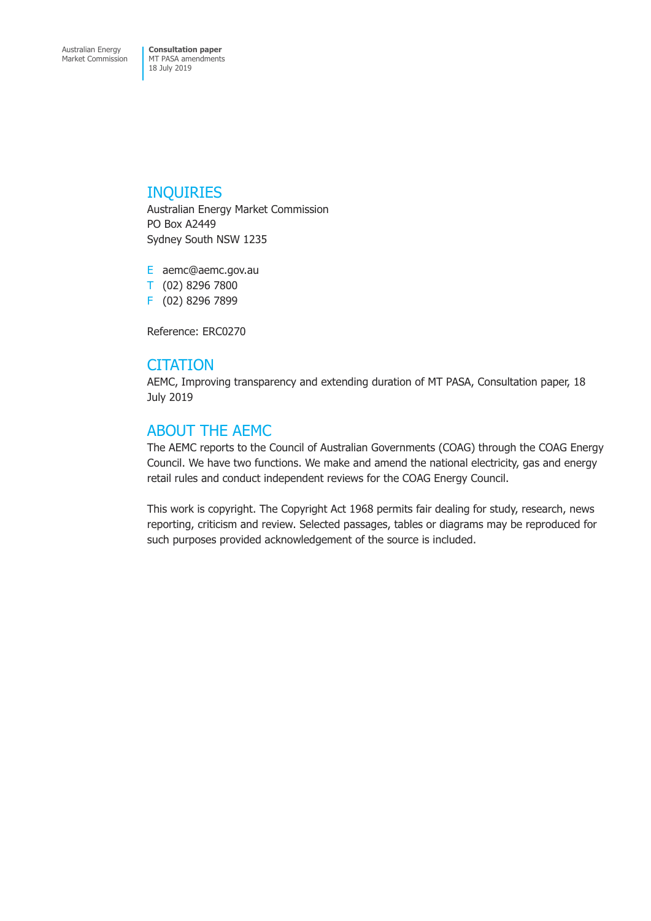## INQUIRIES

Australian Energy Market Commission
PO Box A2449
Sydney South NSW 1235

E aemc@aemc.gov.au
T (02) 8296 7800
F (02) 8296 7899

Reference: ERC0270

## CITATION

AEMC, Improving transparency and extending duration of MT PASA, Consultation paper, 18 July 2019

## ABOUT THE AEMC

The AEMC reports to the Council of Australian Governments (COAG) through the COAG Energy Council. We have two functions. We make and amend the national electricity, gas and energy retail rules and conduct independent reviews for the COAG Energy Council.

This work is copyright. The Copyright Act 1968 permits fair dealing for study, research, news reporting, criticism and review. Selected passages, tables or diagrams may be reproduced for such purposes provided acknowledgement of the source is included.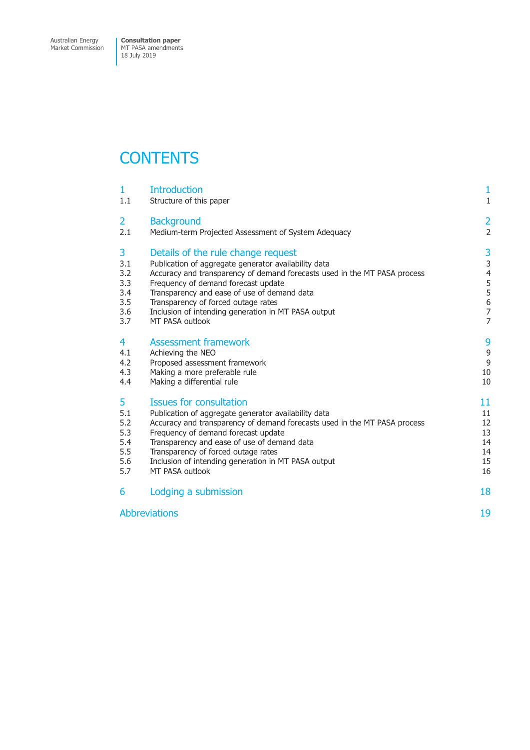# CONTENTS

| | | |
|---|---|---|
| **1** | **Introduction** | **1** |
| 1.1 | Structure of this paper | 1 |
| **2** | **Background** | **2** |
| 2.1 | Medium-term Projected Assessment of System Adequacy | 2 |
| **3** | **Details of the rule change request** | **3** |
| 3.1 | Publication of aggregate generator availability data | 3 |
| 3.2 | Accuracy and transparency of demand forecasts used in the MT PASA process | 4 |
| 3.3 | Frequency of demand forecast update | 5 |
| 3.4 | Transparency and ease of use of demand data | 5 |
| 3.5 | Transparency of forced outage rates | 6 |
| 3.6 | Inclusion of intending generation in MT PASA output | 7 |
| 3.7 | MT PASA outlook | 7 |
| **4** | **Assessment framework** | **9** |
| 4.1 | Achieving the NEO | 9 |
| 4.2 | Proposed assessment framework | 9 |
| 4.3 | Making a more preferable rule | 10 |
| 4.4 | Making a differential rule | 10 |
| **5** | **Issues for consultation** | **11** |
| 5.1 | Publication of aggregate generator availability data | 11 |
| 5.2 | Accuracy and transparency of demand forecasts used in the MT PASA process | 12 |
| 5.3 | Frequency of demand forecast update | 13 |
| 5.4 | Transparency and ease of use of demand data | 14 |
| 5.5 | Transparency of forced outage rates | 14 |
| 5.6 | Inclusion of intending generation in MT PASA output | 15 |
| 5.7 | MT PASA outlook | 16 |
| **6** | **Lodging a submission** | **18** |
| | **Abbreviations** | **19** |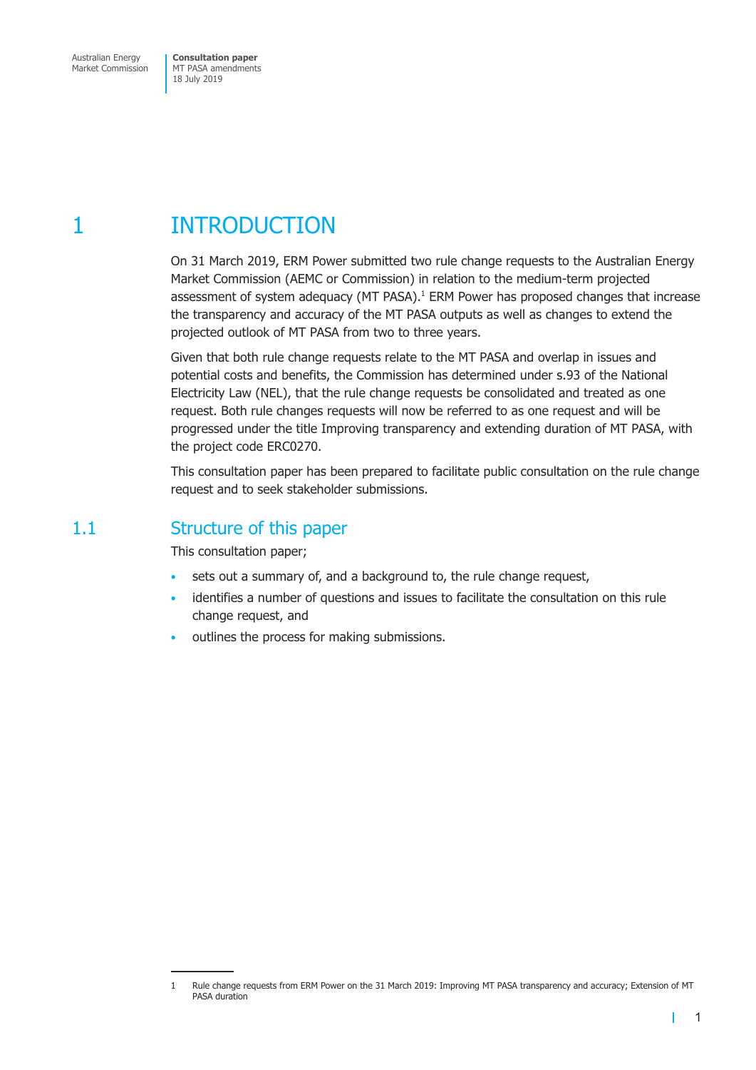# 1 INTRODUCTION

On 31 March 2019, ERM Power submitted two rule change requests to the Australian Energy Market Commission (AEMC or Commission) in relation to the medium-term projected assessment of system adequacy (MT PASA).[1] ERM Power has proposed changes that increase the transparency and accuracy of the MT PASA outputs as well as changes to extend the projected outlook of MT PASA from two to three years.

Given that both rule change requests relate to the MT PASA and overlap in issues and potential costs and benefits, the Commission has determined under s.93 of the National Electricity Law (NEL), that the rule change requests be consolidated and treated as one request. Both rule changes requests will now be referred to as one request and will be progressed under the title Improving transparency and extending duration of MT PASA, with the project code ERC0270.

This consultation paper has been prepared to facilitate public consultation on the rule change request and to seek stakeholder submissions.

## 1.1 Structure of this paper

This consultation paper;

- sets out a summary of, and a background to, the rule change request,
- identifies a number of questions and issues to facilitate the consultation on this rule change request, and
- outlines the process for making submissions.

---

1 Rule change requests from ERM Power on the 31 March 2019: Improving MT PASA transparency and accuracy; Extension of MT PASA duration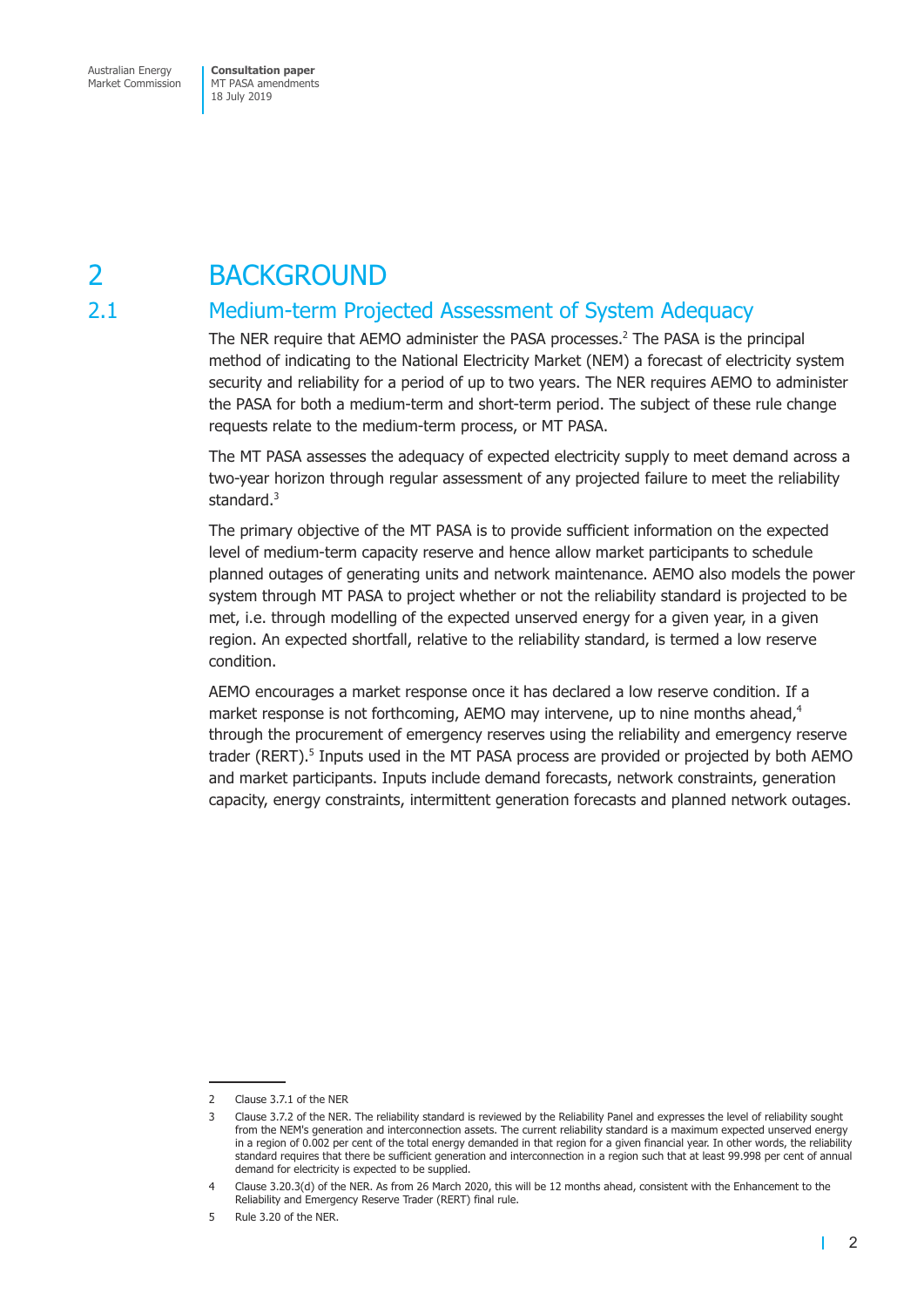# 2 BACKGROUND

## 2.1 Medium-term Projected Assessment of System Adequacy

The NER require that AEMO administer the PASA processes.[2] The PASA is the principal method of indicating to the National Electricity Market (NEM) a forecast of electricity system security and reliability for a period of up to two years. The NER requires AEMO to administer the PASA for both a medium-term and short-term period. The subject of these rule change requests relate to the medium-term process, or MT PASA.

The MT PASA assesses the adequacy of expected electricity supply to meet demand across a two-year horizon through regular assessment of any projected failure to meet the reliability standard.[3]

The primary objective of the MT PASA is to provide sufficient information on the expected level of medium-term capacity reserve and hence allow market participants to schedule planned outages of generating units and network maintenance. AEMO also models the power system through MT PASA to project whether or not the reliability standard is projected to be met, i.e. through modelling of the expected unserved energy for a given year, in a given region. An expected shortfall, relative to the reliability standard, is termed a low reserve condition.

AEMO encourages a market response once it has declared a low reserve condition. If a market response is not forthcoming, AEMO may intervene, up to nine months ahead,[4] through the procurement of emergency reserves using the reliability and emergency reserve trader (RERT).[5] Inputs used in the MT PASA process are provided or projected by both AEMO and market participants. Inputs include demand forecasts, network constraints, generation capacity, energy constraints, intermittent generation forecasts and planned network outages.

---

2 Clause 3.7.1 of the NER

3 Clause 3.7.2 of the NER. The reliability standard is reviewed by the Reliability Panel and expresses the level of reliability sought from the NEM's generation and interconnection assets. The current reliability standard is a maximum expected unserved energy in a region of 0.002 per cent of the total energy demanded in that region for a given financial year. In other words, the reliability standard requires that there be sufficient generation and interconnection in a region such that at least 99.998 per cent of annual demand for electricity is expected to be supplied.

4 Clause 3.20.3(d) of the NER. As from 26 March 2020, this will be 12 months ahead, consistent with the Enhancement to the Reliability and Emergency Reserve Trader (RERT) final rule.

5 Rule 3.20 of the NER.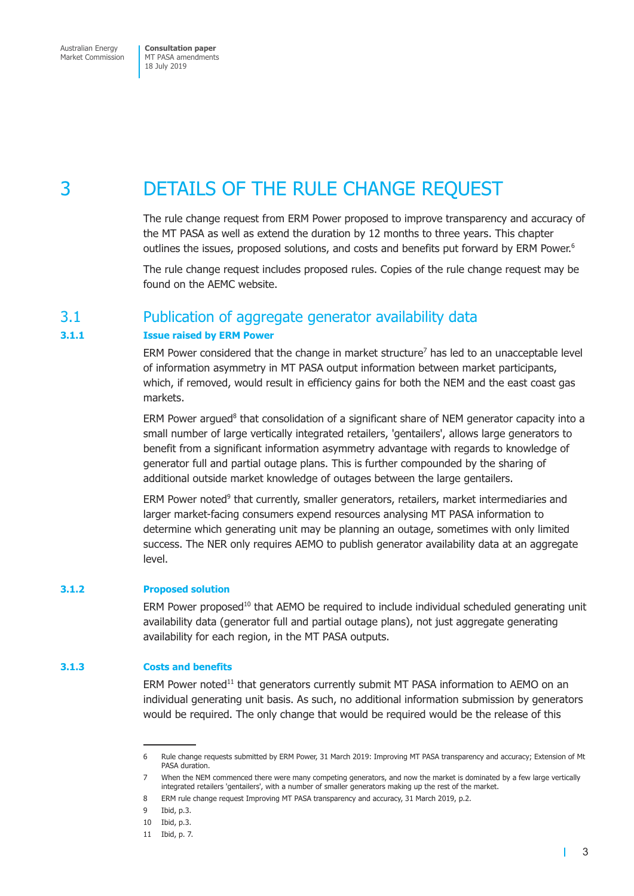# 3 DETAILS OF THE RULE CHANGE REQUEST

The rule change request from ERM Power proposed to improve transparency and accuracy of the MT PASA as well as extend the duration by 12 months to three years. This chapter outlines the issues, proposed solutions, and costs and benefits put forward by ERM Power.[6]

The rule change request includes proposed rules. Copies of the rule change request may be found on the AEMC website.

## 3.1 Publication of aggregate generator availability data

### 3.1.1 Issue raised by ERM Power

ERM Power considered that the change in market structure[7] has led to an unacceptable level of information asymmetry in MT PASA output information between market participants, which, if removed, would result in efficiency gains for both the NEM and the east coast gas markets.

ERM Power argued[8] that consolidation of a significant share of NEM generator capacity into a small number of large vertically integrated retailers, 'gentailers', allows large generators to benefit from a significant information asymmetry advantage with regards to knowledge of generator full and partial outage plans. This is further compounded by the sharing of additional outside market knowledge of outages between the large gentailers.

ERM Power noted[9] that currently, smaller generators, retailers, market intermediaries and larger market-facing consumers expend resources analysing MT PASA information to determine which generating unit may be planning an outage, sometimes with only limited success. The NER only requires AEMO to publish generator availability data at an aggregate level.

### 3.1.2 Proposed solution

ERM Power proposed[10] that AEMO be required to include individual scheduled generating unit availability data (generator full and partial outage plans), not just aggregate generating availability for each region, in the MT PASA outputs.

### 3.1.3 Costs and benefits

ERM Power noted[11] that generators currently submit MT PASA information to AEMO on an individual generating unit basis. As such, no additional information submission by generators would be required. The only change that would be required would be the release of this

---

6 Rule change requests submitted by ERM Power, 31 March 2019: Improving MT PASA transparency and accuracy; Extension of Mt PASA duration.

7 When the NEM commenced there were many competing generators, and now the market is dominated by a few large vertically integrated retailers 'gentailers', with a number of smaller generators making up the rest of the market.

8 ERM rule change request Improving MT PASA transparency and accuracy, 31 March 2019, p.2.

9 Ibid, p.3.

10 Ibid, p.3.

11 Ibid, p. 7.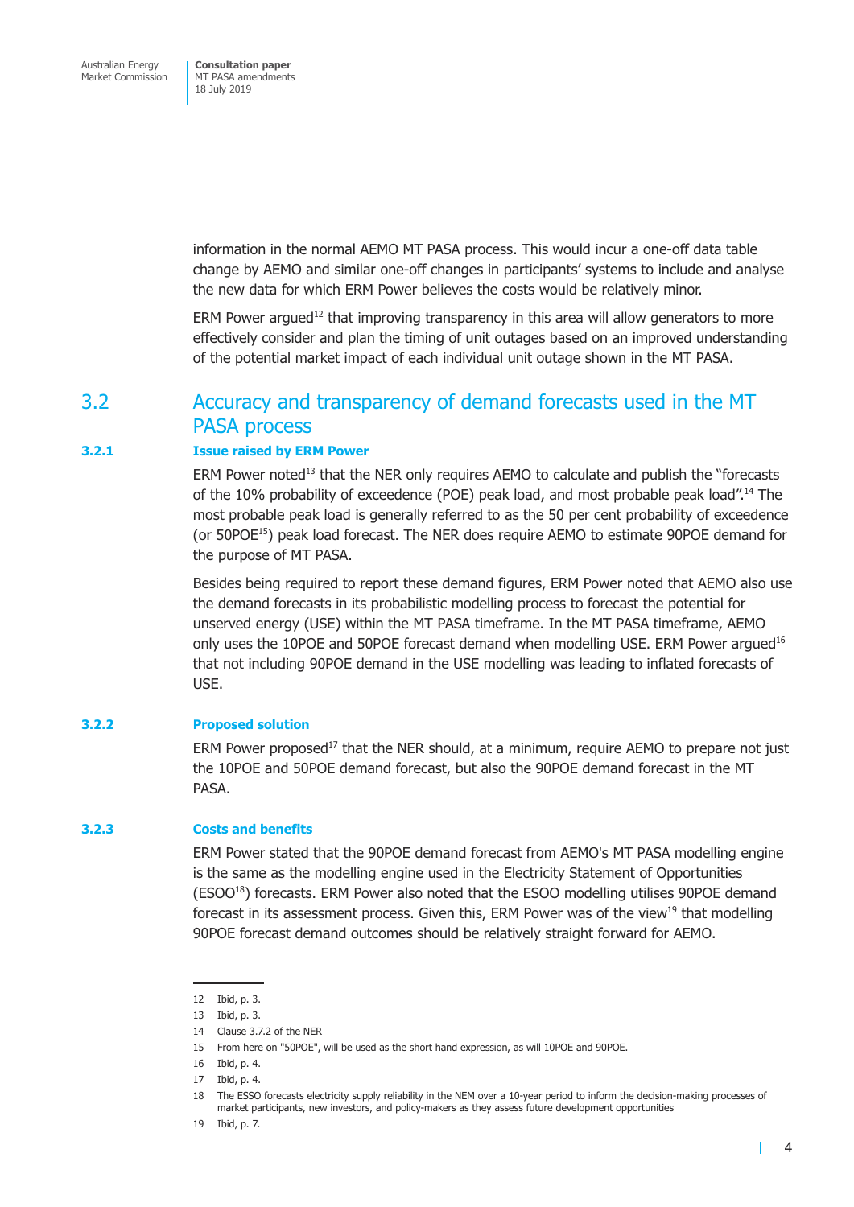information in the normal AEMO MT PASA process. This would incur a one-off data table change by AEMO and similar one-off changes in participants' systems to include and analyse the new data for which ERM Power believes the costs would be relatively minor.

ERM Power argued[12] that improving transparency in this area will allow generators to more effectively consider and plan the timing of unit outages based on an improved understanding of the potential market impact of each individual unit outage shown in the MT PASA.

## 3.2 Accuracy and transparency of demand forecasts used in the MT PASA process

### 3.2.1 Issue raised by ERM Power

ERM Power noted[13] that the NER only requires AEMO to calculate and publish the "forecasts of the 10% probability of exceedence (POE) peak load, and most probable peak load".[14] The most probable peak load is generally referred to as the 50 per cent probability of exceedence (or 50POE[15]) peak load forecast. The NER does require AEMO to estimate 90POE demand for the purpose of MT PASA.

Besides being required to report these demand figures, ERM Power noted that AEMO also use the demand forecasts in its probabilistic modelling process to forecast the potential for unserved energy (USE) within the MT PASA timeframe. In the MT PASA timeframe, AEMO only uses the 10POE and 50POE forecast demand when modelling USE. ERM Power argued[16] that not including 90POE demand in the USE modelling was leading to inflated forecasts of USE.

### 3.2.2 Proposed solution

ERM Power proposed[17] that the NER should, at a minimum, require AEMO to prepare not just the 10POE and 50POE demand forecast, but also the 90POE demand forecast in the MT PASA.

### 3.2.3 Costs and benefits

ERM Power stated that the 90POE demand forecast from AEMO's MT PASA modelling engine is the same as the modelling engine used in the Electricity Statement of Opportunities (ESOO[18]) forecasts. ERM Power also noted that the ESOO modelling utilises 90POE demand forecast in its assessment process. Given this, ERM Power was of the view[19] that modelling 90POE forecast demand outcomes should be relatively straight forward for AEMO.

---

12 Ibid, p. 3.

13 Ibid, p. 3.

14 Clause 3.7.2 of the NER

15 From here on "50POE", will be used as the short hand expression, as will 10POE and 90POE.

16 Ibid, p. 4.

17 Ibid, p. 4.

18 The ESSO forecasts electricity supply reliability in the NEM over a 10-year period to inform the decision-making processes of market participants, new investors, and policy-makers as they assess future development opportunities

19 Ibid, p. 7.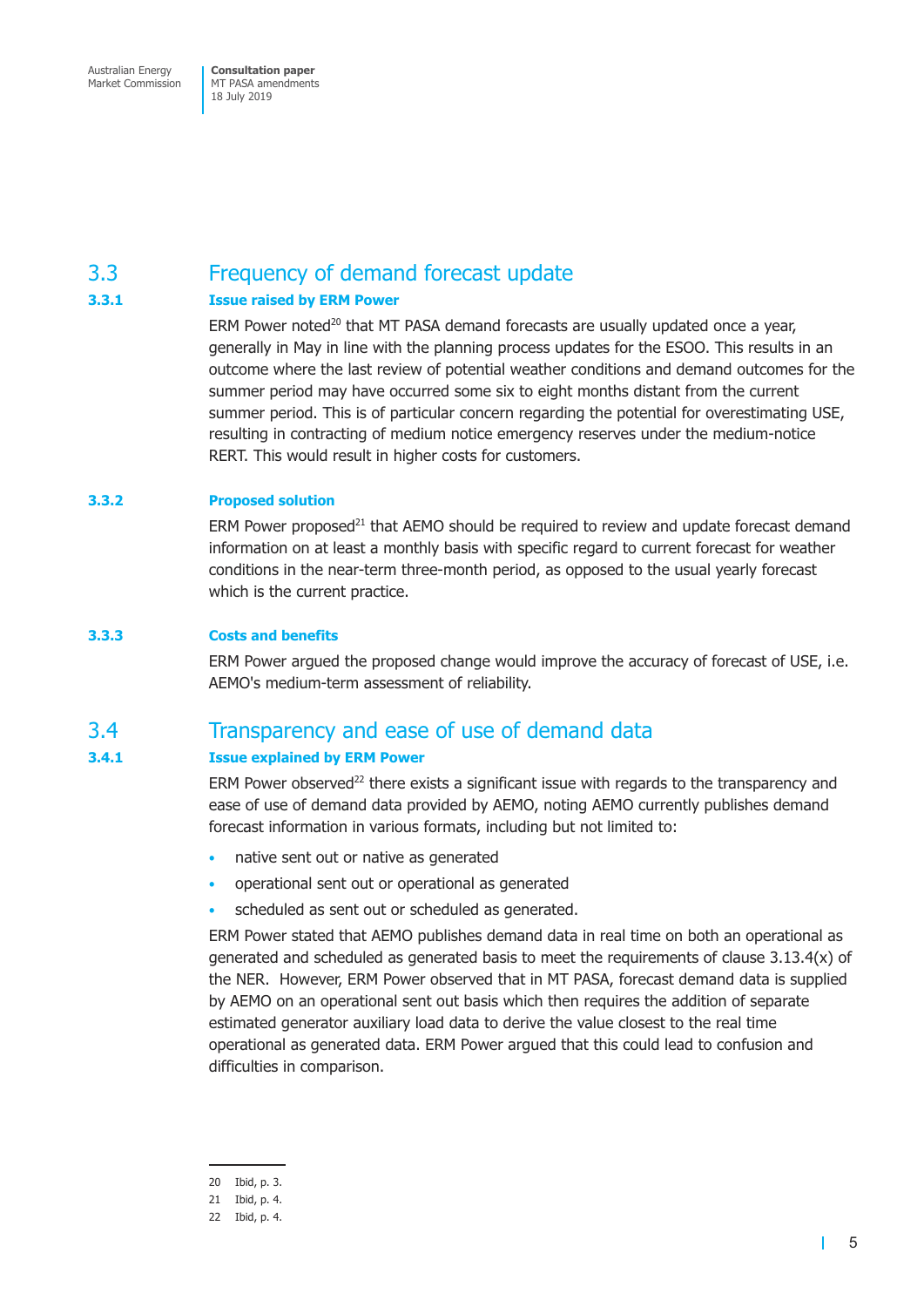## 3.3 Frequency of demand forecast update

### 3.3.1 Issue raised by ERM Power

ERM Power noted[20] that MT PASA demand forecasts are usually updated once a year, generally in May in line with the planning process updates for the ESOO. This results in an outcome where the last review of potential weather conditions and demand outcomes for the summer period may have occurred some six to eight months distant from the current summer period. This is of particular concern regarding the potential for overestimating USE, resulting in contracting of medium notice emergency reserves under the medium-notice RERT. This would result in higher costs for customers.

### 3.3.2 Proposed solution

ERM Power proposed[21] that AEMO should be required to review and update forecast demand information on at least a monthly basis with specific regard to current forecast for weather conditions in the near-term three-month period, as opposed to the usual yearly forecast which is the current practice.

### 3.3.3 Costs and benefits

ERM Power argued the proposed change would improve the accuracy of forecast of USE, i.e. AEMO's medium-term assessment of reliability.

## 3.4 Transparency and ease of use of demand data

### 3.4.1 Issue explained by ERM Power

ERM Power observed[22] there exists a significant issue with regards to the transparency and ease of use of demand data provided by AEMO, noting AEMO currently publishes demand forecast information in various formats, including but not limited to:

- native sent out or native as generated
- operational sent out or operational as generated
- scheduled as sent out or scheduled as generated.

ERM Power stated that AEMO publishes demand data in real time on both an operational as generated and scheduled as generated basis to meet the requirements of clause 3.13.4(x) of the NER. However, ERM Power observed that in MT PASA, forecast demand data is supplied by AEMO on an operational sent out basis which then requires the addition of separate estimated generator auxiliary load data to derive the value closest to the real time operational as generated data. ERM Power argued that this could lead to confusion and difficulties in comparison.

---

20 Ibid, p. 3.

21 Ibid, p. 4.

22 Ibid, p. 4.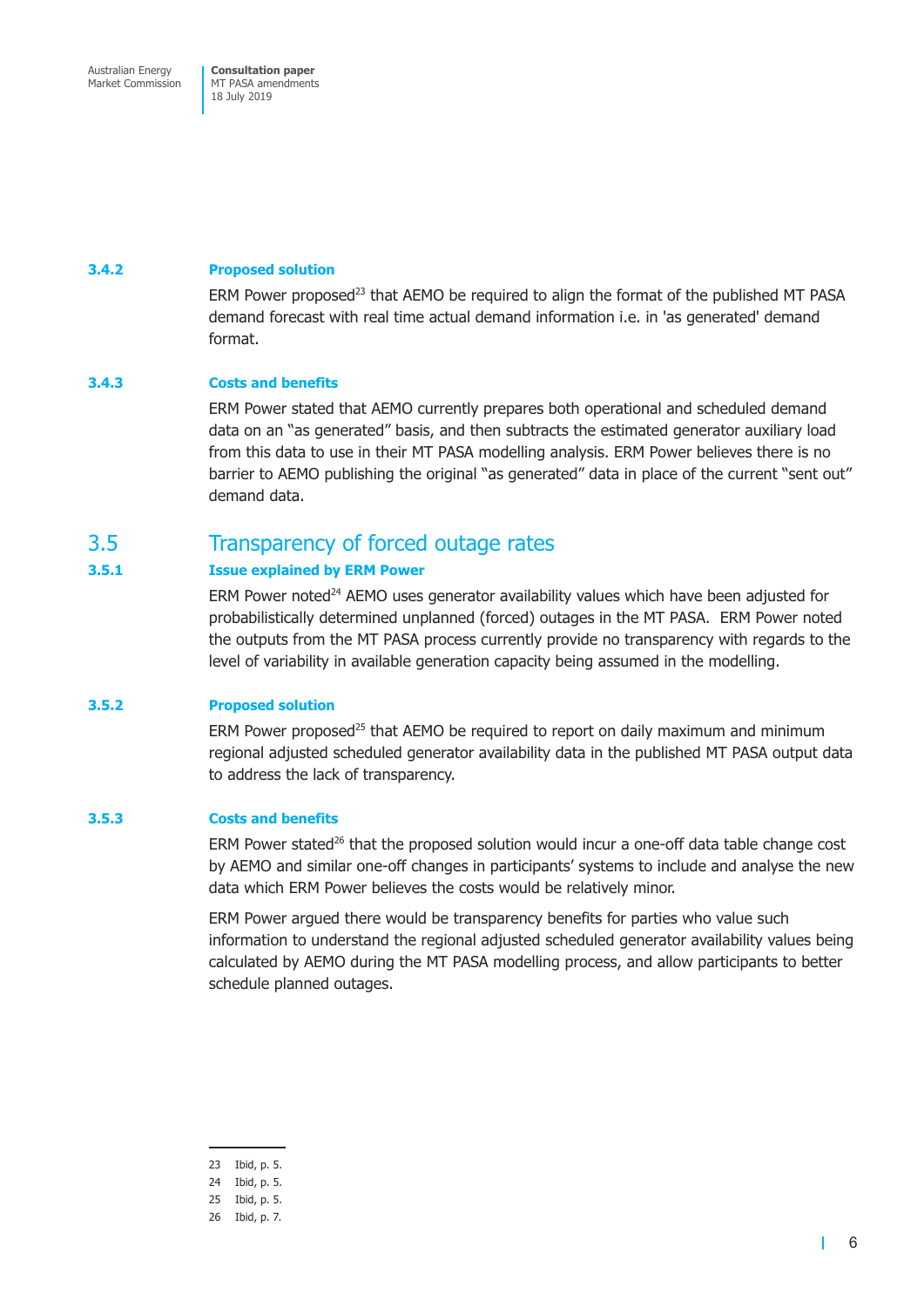### 3.4.2 Proposed solution

ERM Power proposed[23] that AEMO be required to align the format of the published MT PASA demand forecast with real time actual demand information i.e. in 'as generated' demand format.

### 3.4.3 Costs and benefits

ERM Power stated that AEMO currently prepares both operational and scheduled demand data on an "as generated" basis, and then subtracts the estimated generator auxiliary load from this data to use in their MT PASA modelling analysis. ERM Power believes there is no barrier to AEMO publishing the original "as generated" data in place of the current "sent out" demand data.

## 3.5 Transparency of forced outage rates

### 3.5.1 Issue explained by ERM Power

ERM Power noted[24] AEMO uses generator availability values which have been adjusted for probabilistically determined unplanned (forced) outages in the MT PASA. ERM Power noted the outputs from the MT PASA process currently provide no transparency with regards to the level of variability in available generation capacity being assumed in the modelling.

### 3.5.2 Proposed solution

ERM Power proposed[25] that AEMO be required to report on daily maximum and minimum regional adjusted scheduled generator availability data in the published MT PASA output data to address the lack of transparency.

### 3.5.3 Costs and benefits

ERM Power stated[26] that the proposed solution would incur a one-off data table change cost by AEMO and similar one-off changes in participants' systems to include and analyse the new data which ERM Power believes the costs would be relatively minor.

ERM Power argued there would be transparency benefits for parties who value such information to understand the regional adjusted scheduled generator availability values being calculated by AEMO during the MT PASA modelling process, and allow participants to better schedule planned outages.

---

23 Ibid, p. 5.
24 Ibid, p. 5.
25 Ibid, p. 5.
26 Ibid, p. 7.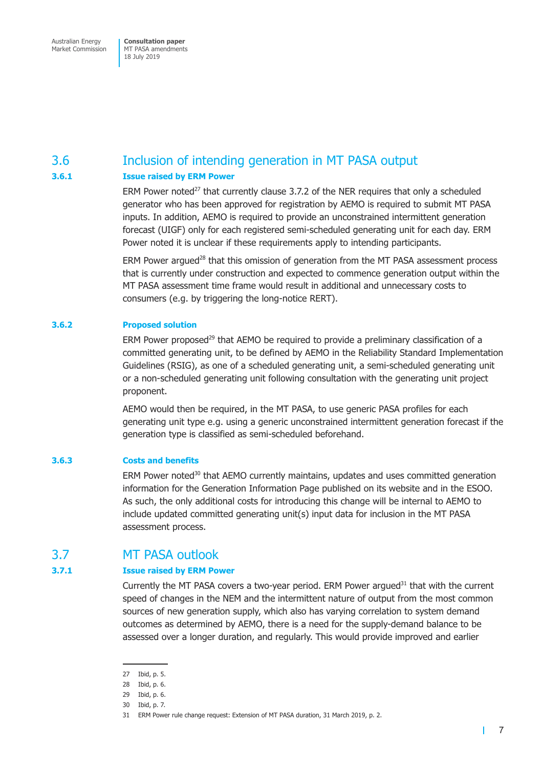## 3.6 Inclusion of intending generation in MT PASA output

### 3.6.1 Issue raised by ERM Power

ERM Power noted[27] that currently clause 3.7.2 of the NER requires that only a scheduled generator who has been approved for registration by AEMO is required to submit MT PASA inputs. In addition, AEMO is required to provide an unconstrained intermittent generation forecast (UIGF) only for each registered semi-scheduled generating unit for each day. ERM Power noted it is unclear if these requirements apply to intending participants.

ERM Power argued[28] that this omission of generation from the MT PASA assessment process that is currently under construction and expected to commence generation output within the MT PASA assessment time frame would result in additional and unnecessary costs to consumers (e.g. by triggering the long-notice RERT).

### 3.6.2 Proposed solution

ERM Power proposed[29] that AEMO be required to provide a preliminary classification of a committed generating unit, to be defined by AEMO in the Reliability Standard Implementation Guidelines (RSIG), as one of a scheduled generating unit, a semi-scheduled generating unit or a non-scheduled generating unit following consultation with the generating unit project proponent.

AEMO would then be required, in the MT PASA, to use generic PASA profiles for each generating unit type e.g. using a generic unconstrained intermittent generation forecast if the generation type is classified as semi-scheduled beforehand.

### 3.6.3 Costs and benefits

ERM Power noted[30] that AEMO currently maintains, updates and uses committed generation information for the Generation Information Page published on its website and in the ESOO. As such, the only additional costs for introducing this change will be internal to AEMO to include updated committed generating unit(s) input data for inclusion in the MT PASA assessment process.

## 3.7 MT PASA outlook

### 3.7.1 Issue raised by ERM Power

Currently the MT PASA covers a two-year period. ERM Power argued[31] that with the current speed of changes in the NEM and the intermittent nature of output from the most common sources of new generation supply, which also has varying correlation to system demand outcomes as determined by AEMO, there is a need for the supply-demand balance to be assessed over a longer duration, and regularly. This would provide improved and earlier

---

27 Ibid, p. 5.

28 Ibid, p. 6.

29 Ibid, p. 6.

30 Ibid, p. 7.

31 ERM Power rule change request: Extension of MT PASA duration, 31 March 2019, p. 2.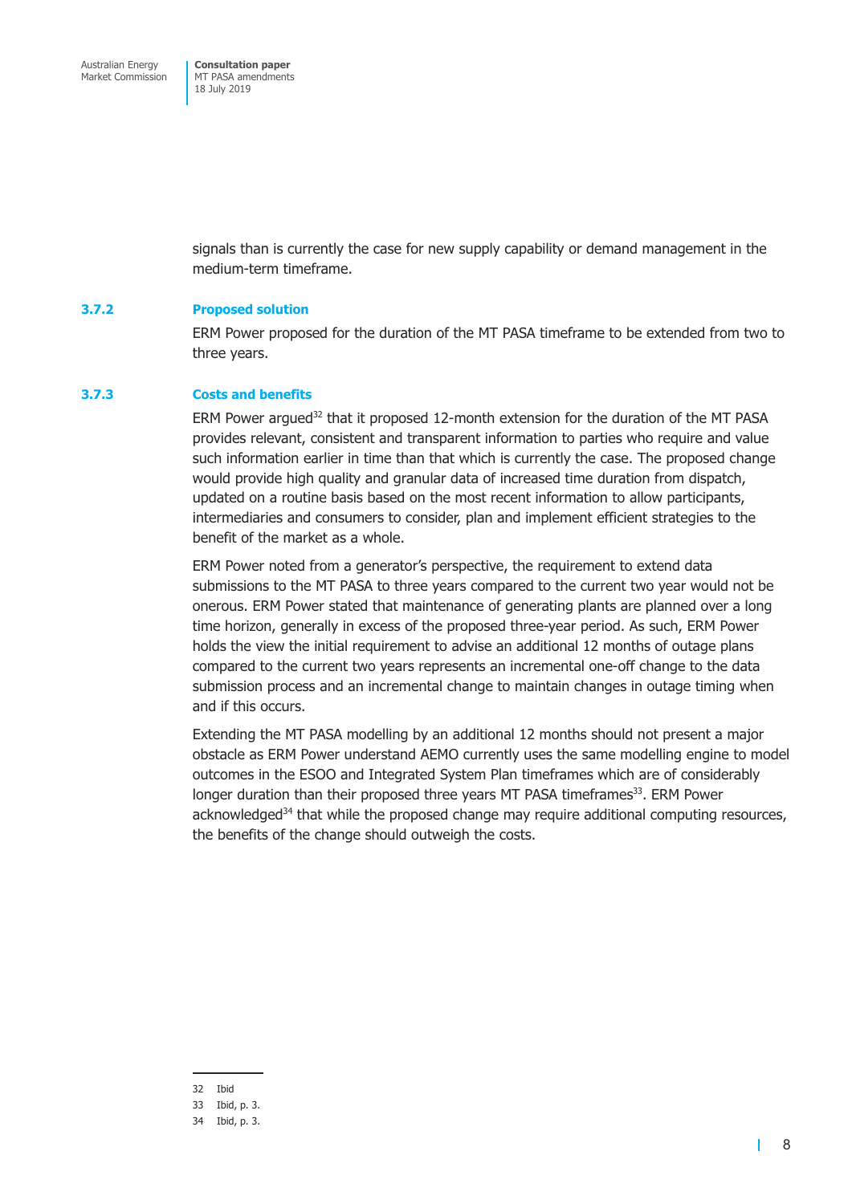signals than is currently the case for new supply capability or demand management in the medium-term timeframe.

### 3.7.2 Proposed solution

ERM Power proposed for the duration of the MT PASA timeframe to be extended from two to three years.

### 3.7.3 Costs and benefits

ERM Power argued[32] that it proposed 12-month extension for the duration of the MT PASA provides relevant, consistent and transparent information to parties who require and value such information earlier in time than that which is currently the case. The proposed change would provide high quality and granular data of increased time duration from dispatch, updated on a routine basis based on the most recent information to allow participants, intermediaries and consumers to consider, plan and implement efficient strategies to the benefit of the market as a whole.

ERM Power noted from a generator's perspective, the requirement to extend data submissions to the MT PASA to three years compared to the current two year would not be onerous. ERM Power stated that maintenance of generating plants are planned over a long time horizon, generally in excess of the proposed three-year period. As such, ERM Power holds the view the initial requirement to advise an additional 12 months of outage plans compared to the current two years represents an incremental one-off change to the data submission process and an incremental change to maintain changes in outage timing when and if this occurs.

Extending the MT PASA modelling by an additional 12 months should not present a major obstacle as ERM Power understand AEMO currently uses the same modelling engine to model outcomes in the ESOO and Integrated System Plan timeframes which are of considerably longer duration than their proposed three years MT PASA timeframes[33]. ERM Power acknowledged[34] that while the proposed change may require additional computing resources, the benefits of the change should outweigh the costs.

---

32 Ibid

33 Ibid, p. 3.

34 Ibid, p. 3.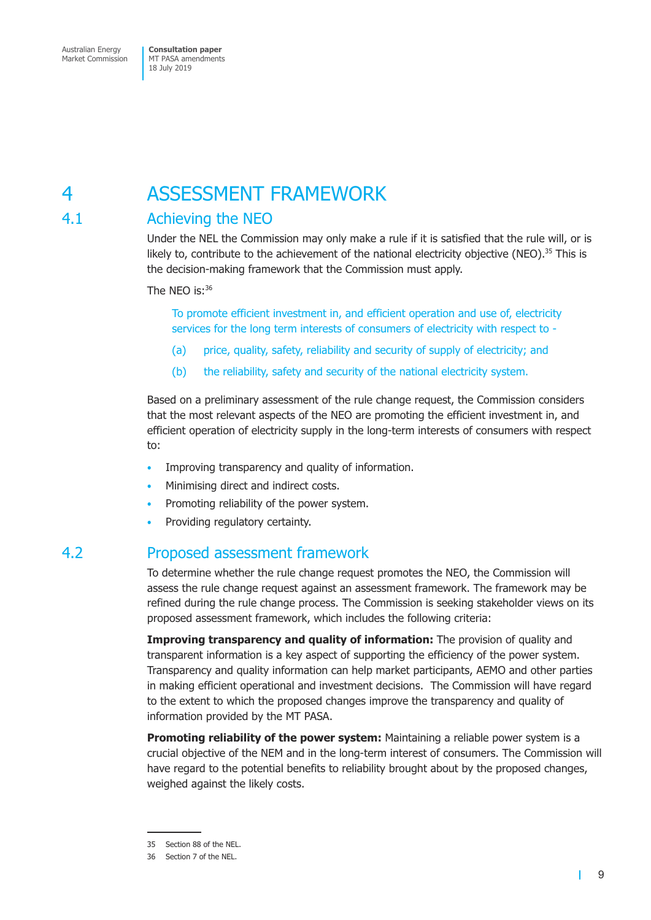# 4 ASSESSMENT FRAMEWORK

## 4.1 Achieving the NEO

Under the NEL the Commission may only make a rule if it is satisfied that the rule will, or is likely to, contribute to the achievement of the national electricity objective (NEO).[35] This is the decision-making framework that the Commission must apply.

The NEO is:[36]

> To promote efficient investment in, and efficient operation and use of, electricity services for the long term interests of consumers of electricity with respect to -
>
> (a) price, quality, safety, reliability and security of supply of electricity; and
>
> (b) the reliability, safety and security of the national electricity system.

Based on a preliminary assessment of the rule change request, the Commission considers that the most relevant aspects of the NEO are promoting the efficient investment in, and efficient operation of electricity supply in the long-term interests of consumers with respect to:

- Improving transparency and quality of information.
- Minimising direct and indirect costs.
- Promoting reliability of the power system.
- Providing regulatory certainty.

## 4.2 Proposed assessment framework

To determine whether the rule change request promotes the NEO, the Commission will assess the rule change request against an assessment framework. The framework may be refined during the rule change process. The Commission is seeking stakeholder views on its proposed assessment framework, which includes the following criteria:

**Improving transparency and quality of information:** The provision of quality and transparent information is a key aspect of supporting the efficiency of the power system. Transparency and quality information can help market participants, AEMO and other parties in making efficient operational and investment decisions. The Commission will have regard to the extent to which the proposed changes improve the transparency and quality of information provided by the MT PASA.

**Promoting reliability of the power system:** Maintaining a reliable power system is a crucial objective of the NEM and in the long-term interest of consumers. The Commission will have regard to the potential benefits to reliability brought about by the proposed changes, weighed against the likely costs.

35 Section 88 of the NEL.

36 Section 7 of the NEL.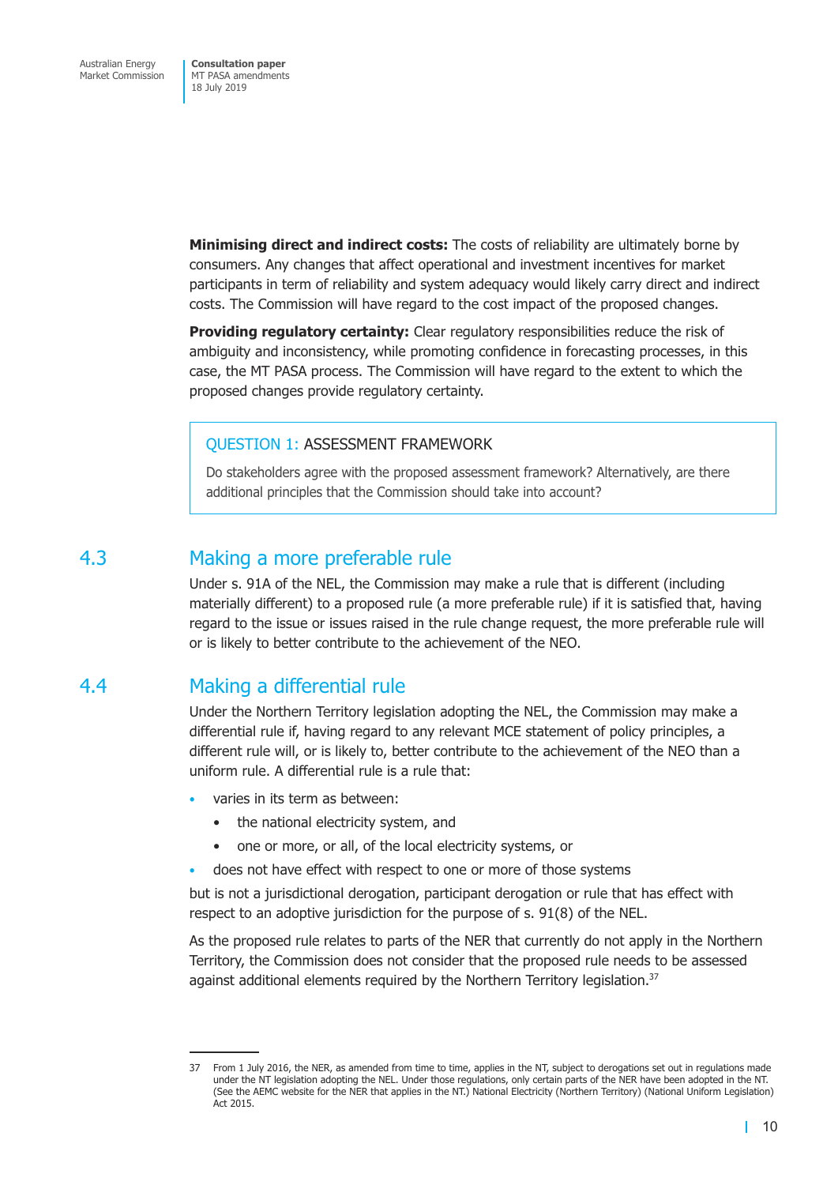**Minimising direct and indirect costs:** The costs of reliability are ultimately borne by consumers. Any changes that affect operational and investment incentives for market participants in term of reliability and system adequacy would likely carry direct and indirect costs. The Commission will have regard to the cost impact of the proposed changes.

**Providing regulatory certainty:** Clear regulatory responsibilities reduce the risk of ambiguity and inconsistency, while promoting confidence in forecasting processes, in this case, the MT PASA process. The Commission will have regard to the extent to which the proposed changes provide regulatory certainty.

> QUESTION 1: ASSESSMENT FRAMEWORK
>
> Do stakeholders agree with the proposed assessment framework? Alternatively, are there additional principles that the Commission should take into account?

## 4.3 Making a more preferable rule

Under s. 91A of the NEL, the Commission may make a rule that is different (including materially different) to a proposed rule (a more preferable rule) if it is satisfied that, having regard to the issue or issues raised in the rule change request, the more preferable rule will or is likely to better contribute to the achievement of the NEO.

## 4.4 Making a differential rule

Under the Northern Territory legislation adopting the NEL, the Commission may make a differential rule if, having regard to any relevant MCE statement of policy principles, a different rule will, or is likely to, better contribute to the achievement of the NEO than a uniform rule. A differential rule is a rule that:

- varies in its term as between:
  - the national electricity system, and
  - one or more, or all, of the local electricity systems, or
- does not have effect with respect to one or more of those systems

but is not a jurisdictional derogation, participant derogation or rule that has effect with respect to an adoptive jurisdiction for the purpose of s. 91(8) of the NEL.

As the proposed rule relates to parts of the NER that currently do not apply in the Northern Territory, the Commission does not consider that the proposed rule needs to be assessed against additional elements required by the Northern Territory legislation.[37]

---

37 From 1 July 2016, the NER, as amended from time to time, applies in the NT, subject to derogations set out in regulations made under the NT legislation adopting the NEL. Under those regulations, only certain parts of the NER have been adopted in the NT. (See the AEMC website for the NER that applies in the NT.) National Electricity (Northern Territory) (National Uniform Legislation) Act 2015.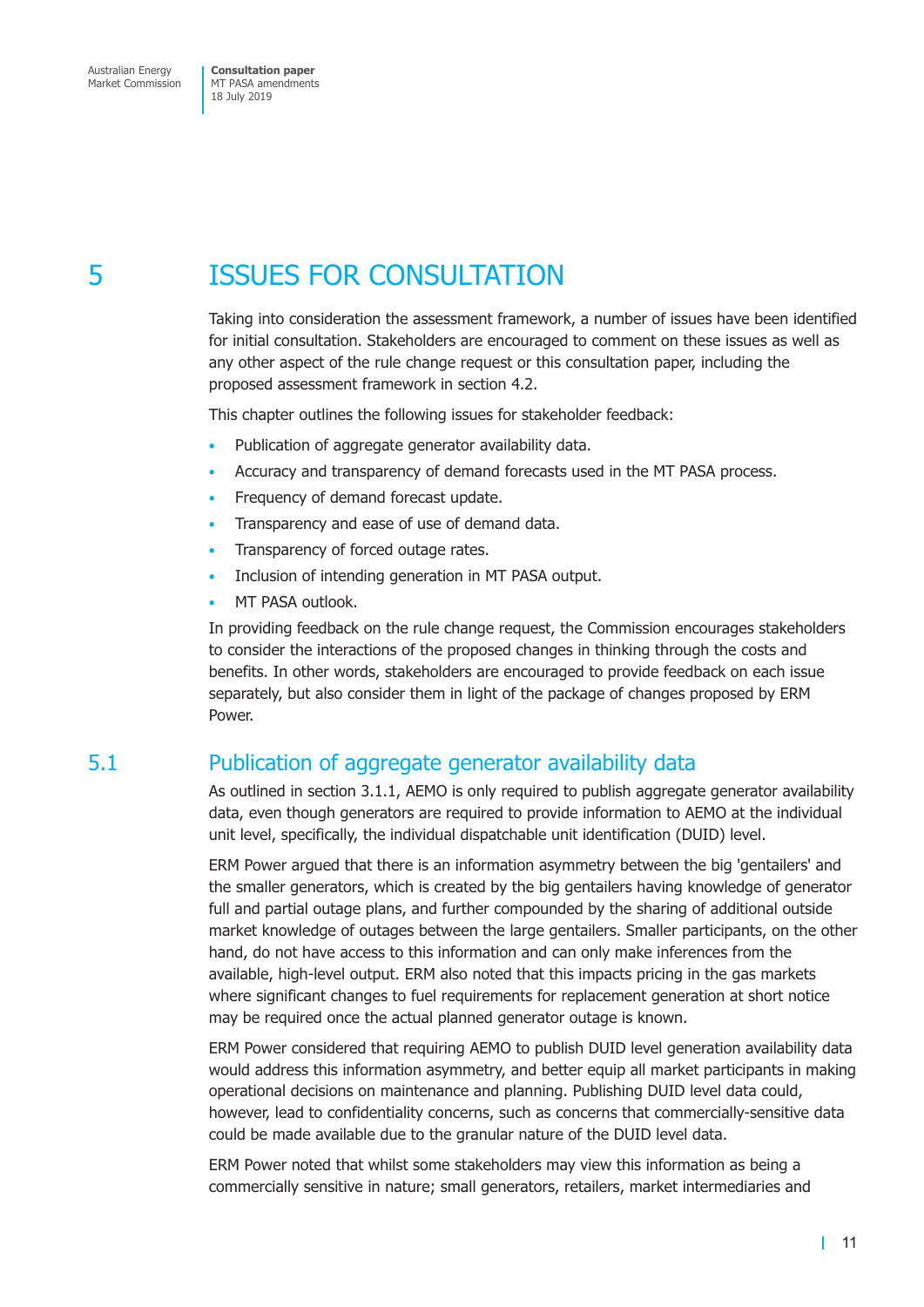# 5 ISSUES FOR CONSULTATION

Taking into consideration the assessment framework, a number of issues have been identified for initial consultation. Stakeholders are encouraged to comment on these issues as well as any other aspect of the rule change request or this consultation paper, including the proposed assessment framework in section 4.2.

This chapter outlines the following issues for stakeholder feedback:

- Publication of aggregate generator availability data.
- Accuracy and transparency of demand forecasts used in the MT PASA process.
- Frequency of demand forecast update.
- Transparency and ease of use of demand data.
- Transparency of forced outage rates.
- Inclusion of intending generation in MT PASA output.
- MT PASA outlook.

In providing feedback on the rule change request, the Commission encourages stakeholders to consider the interactions of the proposed changes in thinking through the costs and benefits. In other words, stakeholders are encouraged to provide feedback on each issue separately, but also consider them in light of the package of changes proposed by ERM Power.

## 5.1 Publication of aggregate generator availability data

As outlined in section 3.1.1, AEMO is only required to publish aggregate generator availability data, even though generators are required to provide information to AEMO at the individual unit level, specifically, the individual dispatchable unit identification (DUID) level.

ERM Power argued that there is an information asymmetry between the big 'gentailers' and the smaller generators, which is created by the big gentailers having knowledge of generator full and partial outage plans, and further compounded by the sharing of additional outside market knowledge of outages between the large gentailers. Smaller participants, on the other hand, do not have access to this information and can only make inferences from the available, high-level output. ERM also noted that this impacts pricing in the gas markets where significant changes to fuel requirements for replacement generation at short notice may be required once the actual planned generator outage is known.

ERM Power considered that requiring AEMO to publish DUID level generation availability data would address this information asymmetry, and better equip all market participants in making operational decisions on maintenance and planning. Publishing DUID level data could, however, lead to confidentiality concerns, such as concerns that commercially-sensitive data could be made available due to the granular nature of the DUID level data.

ERM Power noted that whilst some stakeholders may view this information as being a commercially sensitive in nature; small generators, retailers, market intermediaries and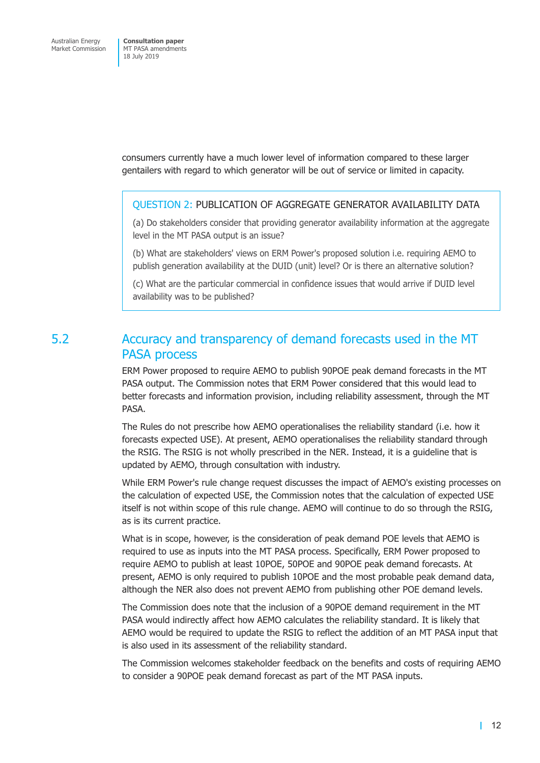consumers currently have a much lower level of information compared to these larger gentailers with regard to which generator will be out of service or limited in capacity.

> **QUESTION 2: PUBLICATION OF AGGREGATE GENERATOR AVAILABILITY DATA**
>
> (a) Do stakeholders consider that providing generator availability information at the aggregate level in the MT PASA output is an issue?
>
> (b) What are stakeholders' views on ERM Power's proposed solution i.e. requiring AEMO to publish generation availability at the DUID (unit) level? Or is there an alternative solution?
>
> (c) What are the particular commercial in confidence issues that would arrive if DUID level availability was to be published?

## 5.2 Accuracy and transparency of demand forecasts used in the MT PASA process

ERM Power proposed to require AEMO to publish 90POE peak demand forecasts in the MT PASA output. The Commission notes that ERM Power considered that this would lead to better forecasts and information provision, including reliability assessment, through the MT PASA.

The Rules do not prescribe how AEMO operationalises the reliability standard (i.e. how it forecasts expected USE). At present, AEMO operationalises the reliability standard through the RSIG. The RSIG is not wholly prescribed in the NER. Instead, it is a guideline that is updated by AEMO, through consultation with industry.

While ERM Power's rule change request discusses the impact of AEMO's existing processes on the calculation of expected USE, the Commission notes that the calculation of expected USE itself is not within scope of this rule change. AEMO will continue to do so through the RSIG, as is its current practice.

What is in scope, however, is the consideration of peak demand POE levels that AEMO is required to use as inputs into the MT PASA process. Specifically, ERM Power proposed to require AEMO to publish at least 10POE, 50POE and 90POE peak demand forecasts. At present, AEMO is only required to publish 10POE and the most probable peak demand data, although the NER also does not prevent AEMO from publishing other POE demand levels.

The Commission does note that the inclusion of a 90POE demand requirement in the MT PASA would indirectly affect how AEMO calculates the reliability standard. It is likely that AEMO would be required to update the RSIG to reflect the addition of an MT PASA input that is also used in its assessment of the reliability standard.

The Commission welcomes stakeholder feedback on the benefits and costs of requiring AEMO to consider a 90POE peak demand forecast as part of the MT PASA inputs.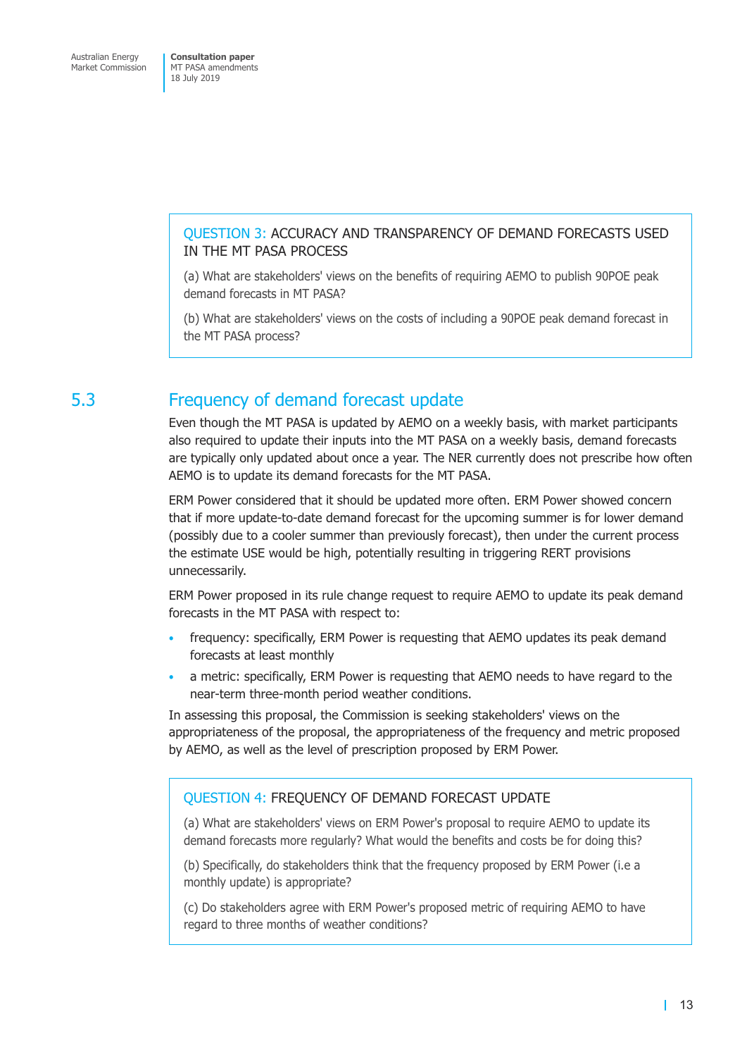**QUESTION 3:** ACCURACY AND TRANSPARENCY OF DEMAND FORECASTS USED IN THE MT PASA PROCESS

(a) What are stakeholders' views on the benefits of requiring AEMO to publish 90POE peak demand forecasts in MT PASA?

(b) What are stakeholders' views on the costs of including a 90POE peak demand forecast in the MT PASA process?

## 5.3 Frequency of demand forecast update

Even though the MT PASA is updated by AEMO on a weekly basis, with market participants also required to update their inputs into the MT PASA on a weekly basis, demand forecasts are typically only updated about once a year. The NER currently does not prescribe how often AEMO is to update its demand forecasts for the MT PASA.

ERM Power considered that it should be updated more often. ERM Power showed concern that if more update-to-date demand forecast for the upcoming summer is for lower demand (possibly due to a cooler summer than previously forecast), then under the current process the estimate USE would be high, potentially resulting in triggering RERT provisions unnecessarily.

ERM Power proposed in its rule change request to require AEMO to update its peak demand forecasts in the MT PASA with respect to:

- frequency: specifically, ERM Power is requesting that AEMO updates its peak demand forecasts at least monthly
- a metric: specifically, ERM Power is requesting that AEMO needs to have regard to the near-term three-month period weather conditions.

In assessing this proposal, the Commission is seeking stakeholders' views on the appropriateness of the proposal, the appropriateness of the frequency and metric proposed by AEMO, as well as the level of prescription proposed by ERM Power.

**QUESTION 4:** FREQUENCY OF DEMAND FORECAST UPDATE

(a) What are stakeholders' views on ERM Power's proposal to require AEMO to update its demand forecasts more regularly? What would the benefits and costs be for doing this?

(b) Specifically, do stakeholders think that the frequency proposed by ERM Power (i.e a monthly update) is appropriate?

(c) Do stakeholders agree with ERM Power's proposed metric of requiring AEMO to have regard to three months of weather conditions?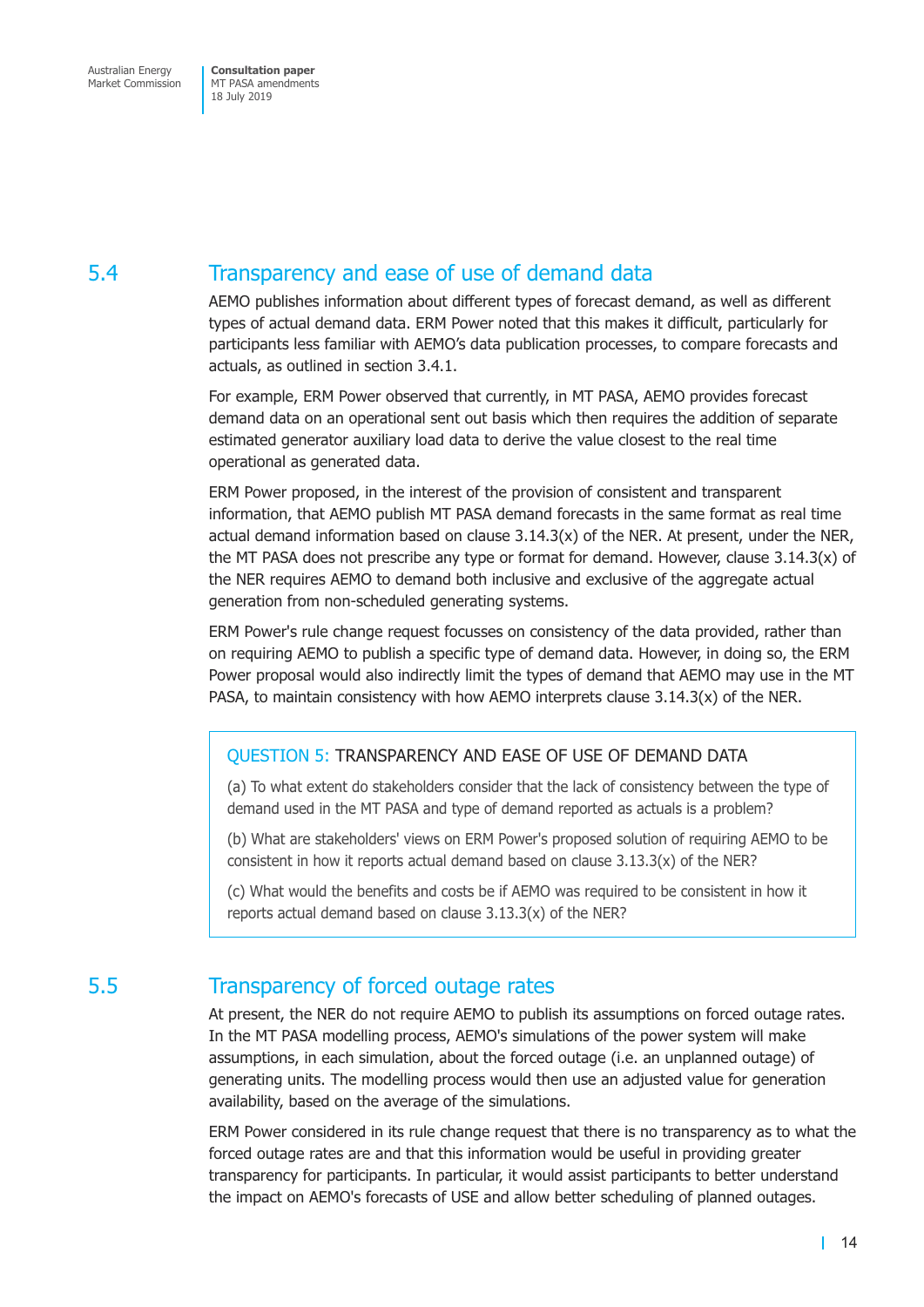## 5.4 Transparency and ease of use of demand data

AEMO publishes information about different types of forecast demand, as well as different types of actual demand data. ERM Power noted that this makes it difficult, particularly for participants less familiar with AEMO's data publication processes, to compare forecasts and actuals, as outlined in section 3.4.1.

For example, ERM Power observed that currently, in MT PASA, AEMO provides forecast demand data on an operational sent out basis which then requires the addition of separate estimated generator auxiliary load data to derive the value closest to the real time operational as generated data.

ERM Power proposed, in the interest of the provision of consistent and transparent information, that AEMO publish MT PASA demand forecasts in the same format as real time actual demand information based on clause 3.14.3(x) of the NER. At present, under the NER, the MT PASA does not prescribe any type or format for demand. However, clause 3.14.3(x) of the NER requires AEMO to demand both inclusive and exclusive of the aggregate actual generation from non-scheduled generating systems.

ERM Power's rule change request focusses on consistency of the data provided, rather than on requiring AEMO to publish a specific type of demand data. However, in doing so, the ERM Power proposal would also indirectly limit the types of demand that AEMO may use in the MT PASA, to maintain consistency with how AEMO interprets clause 3.14.3(x) of the NER.

> QUESTION 5: TRANSPARENCY AND EASE OF USE OF DEMAND DATA
>
> (a) To what extent do stakeholders consider that the lack of consistency between the type of demand used in the MT PASA and type of demand reported as actuals is a problem?
>
> (b) What are stakeholders' views on ERM Power's proposed solution of requiring AEMO to be consistent in how it reports actual demand based on clause 3.13.3(x) of the NER?
>
> (c) What would the benefits and costs be if AEMO was required to be consistent in how it reports actual demand based on clause 3.13.3(x) of the NER?

## 5.5 Transparency of forced outage rates

At present, the NER do not require AEMO to publish its assumptions on forced outage rates. In the MT PASA modelling process, AEMO's simulations of the power system will make assumptions, in each simulation, about the forced outage (i.e. an unplanned outage) of generating units. The modelling process would then use an adjusted value for generation availability, based on the average of the simulations.

ERM Power considered in its rule change request that there is no transparency as to what the forced outage rates are and that this information would be useful in providing greater transparency for participants. In particular, it would assist participants to better understand the impact on AEMO's forecasts of USE and allow better scheduling of planned outages.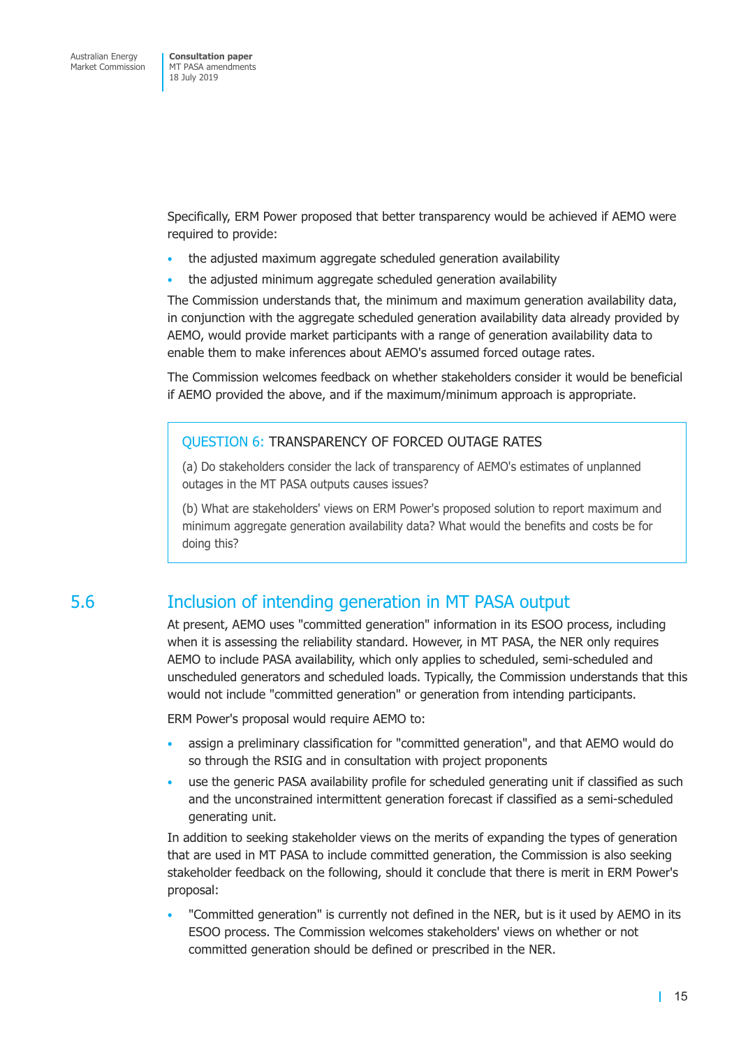Specifically, ERM Power proposed that better transparency would be achieved if AEMO were required to provide:

- the adjusted maximum aggregate scheduled generation availability
- the adjusted minimum aggregate scheduled generation availability

The Commission understands that, the minimum and maximum generation availability data, in conjunction with the aggregate scheduled generation availability data already provided by AEMO, would provide market participants with a range of generation availability data to enable them to make inferences about AEMO's assumed forced outage rates.

The Commission welcomes feedback on whether stakeholders consider it would be beneficial if AEMO provided the above, and if the maximum/minimum approach is appropriate.

> **QUESTION 6: TRANSPARENCY OF FORCED OUTAGE RATES**
>
> (a) Do stakeholders consider the lack of transparency of AEMO's estimates of unplanned outages in the MT PASA outputs causes issues?
>
> (b) What are stakeholders' views on ERM Power's proposed solution to report maximum and minimum aggregate generation availability data? What would the benefits and costs be for doing this?

## 5.6 Inclusion of intending generation in MT PASA output

At present, AEMO uses "committed generation" information in its ESOO process, including when it is assessing the reliability standard. However, in MT PASA, the NER only requires AEMO to include PASA availability, which only applies to scheduled, semi-scheduled and unscheduled generators and scheduled loads. Typically, the Commission understands that this would not include "committed generation" or generation from intending participants.

ERM Power's proposal would require AEMO to:

- assign a preliminary classification for "committed generation", and that AEMO would do so through the RSIG and in consultation with project proponents
- use the generic PASA availability profile for scheduled generating unit if classified as such and the unconstrained intermittent generation forecast if classified as a semi-scheduled generating unit.

In addition to seeking stakeholder views on the merits of expanding the types of generation that are used in MT PASA to include committed generation, the Commission is also seeking stakeholder feedback on the following, should it conclude that there is merit in ERM Power's proposal:

- "Committed generation" is currently not defined in the NER, but is it used by AEMO in its ESOO process. The Commission welcomes stakeholders' views on whether or not committed generation should be defined or prescribed in the NER.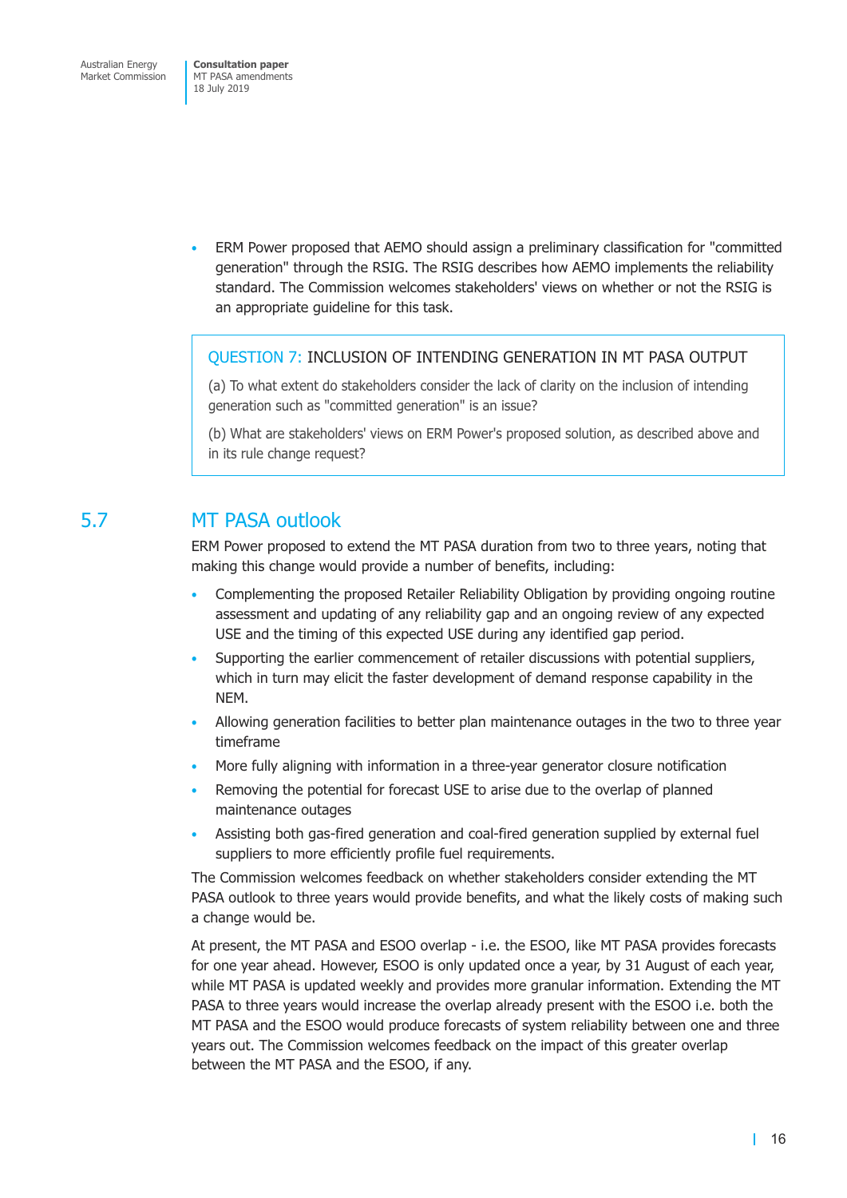- ERM Power proposed that AEMO should assign a preliminary classification for "committed generation" through the RSIG. The RSIG describes how AEMO implements the reliability standard. The Commission welcomes stakeholders' views on whether or not the RSIG is an appropriate guideline for this task.

> QUESTION 7: INCLUSION OF INTENDING GENERATION IN MT PASA OUTPUT
>
> (a) To what extent do stakeholders consider the lack of clarity on the inclusion of intending generation such as "committed generation" is an issue?
>
> (b) What are stakeholders' views on ERM Power's proposed solution, as described above and in its rule change request?

## 5.7 MT PASA outlook

ERM Power proposed to extend the MT PASA duration from two to three years, noting that making this change would provide a number of benefits, including:

- Complementing the proposed Retailer Reliability Obligation by providing ongoing routine assessment and updating of any reliability gap and an ongoing review of any expected USE and the timing of this expected USE during any identified gap period.
- Supporting the earlier commencement of retailer discussions with potential suppliers, which in turn may elicit the faster development of demand response capability in the NEM.
- Allowing generation facilities to better plan maintenance outages in the two to three year timeframe
- More fully aligning with information in a three-year generator closure notification
- Removing the potential for forecast USE to arise due to the overlap of planned maintenance outages
- Assisting both gas-fired generation and coal-fired generation supplied by external fuel suppliers to more efficiently profile fuel requirements.

The Commission welcomes feedback on whether stakeholders consider extending the MT PASA outlook to three years would provide benefits, and what the likely costs of making such a change would be.

At present, the MT PASA and ESOO overlap - i.e. the ESOO, like MT PASA provides forecasts for one year ahead. However, ESOO is only updated once a year, by 31 August of each year, while MT PASA is updated weekly and provides more granular information. Extending the MT PASA to three years would increase the overlap already present with the ESOO i.e. both the MT PASA and the ESOO would produce forecasts of system reliability between one and three years out. The Commission welcomes feedback on the impact of this greater overlap between the MT PASA and the ESOO, if any.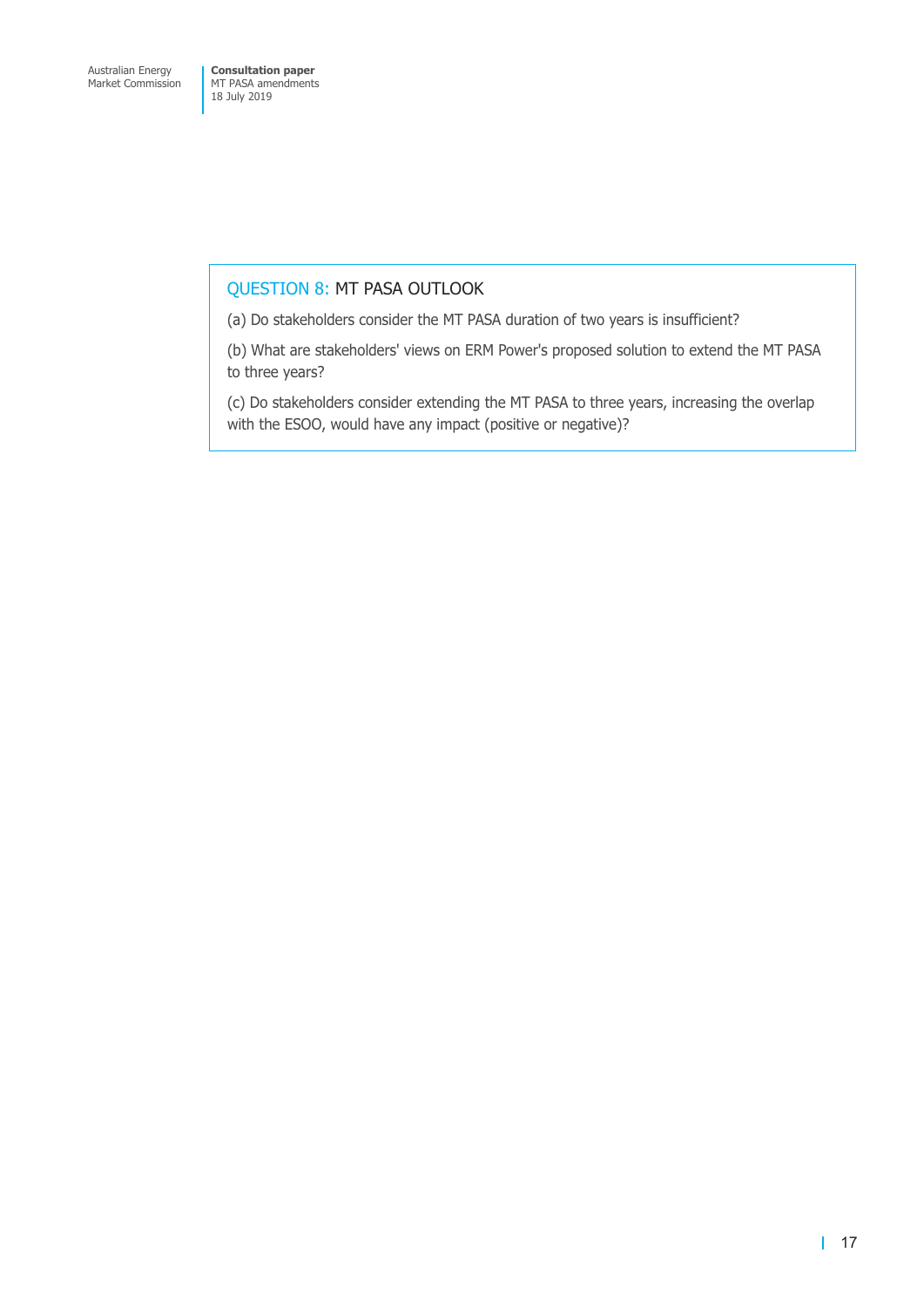### QUESTION 8: MT PASA OUTLOOK

(a) Do stakeholders consider the MT PASA duration of two years is insufficient?

(b) What are stakeholders' views on ERM Power's proposed solution to extend the MT PASA to three years?

(c) Do stakeholders consider extending the MT PASA to three years, increasing the overlap with the ESOO, would have any impact (positive or negative)?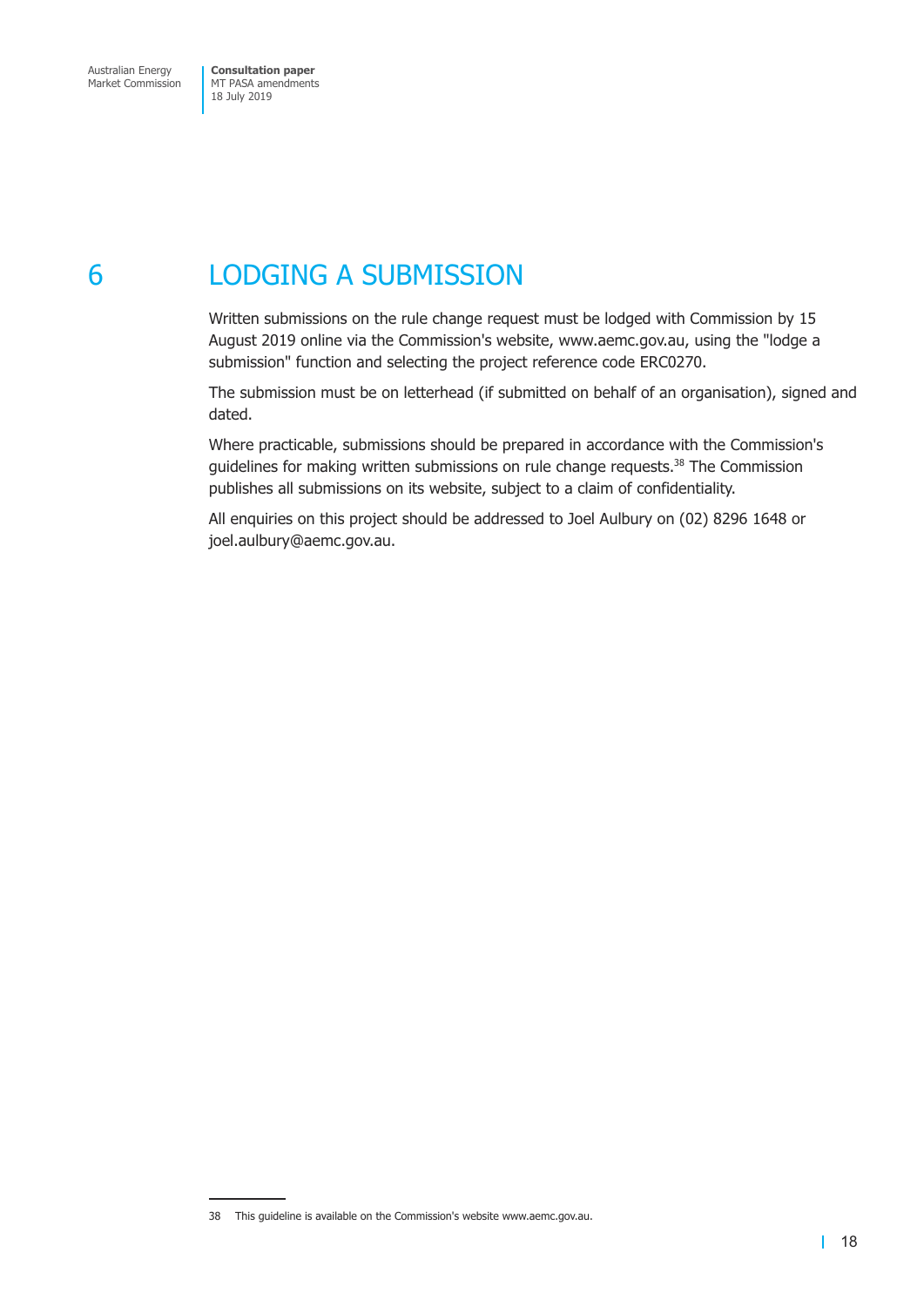# 6 LODGING A SUBMISSION

Written submissions on the rule change request must be lodged with Commission by 15 August 2019 online via the Commission's website, www.aemc.gov.au, using the "lodge a submission" function and selecting the project reference code ERC0270.

The submission must be on letterhead (if submitted on behalf of an organisation), signed and dated.

Where practicable, submissions should be prepared in accordance with the Commission's guidelines for making written submissions on rule change requests.[38] The Commission publishes all submissions on its website, subject to a claim of confidentiality.

All enquiries on this project should be addressed to Joel Aulbury on (02) 8296 1648 or joel.aulbury@aemc.gov.au.

38 This guideline is available on the Commission's website www.aemc.gov.au.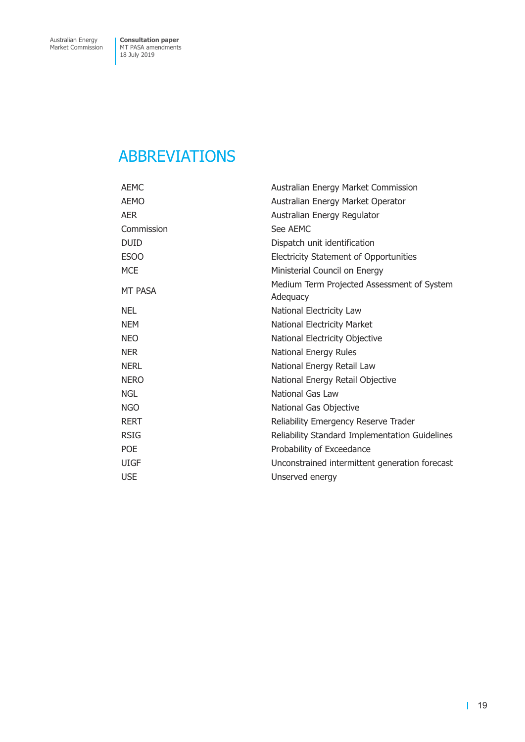# ABBREVIATIONS

| | |
|---|---|
| AEMC | Australian Energy Market Commission |
| AEMO | Australian Energy Market Operator |
| AER | Australian Energy Regulator |
| Commission | See AEMC |
| DUID | Dispatch unit identification |
| ESOO | Electricity Statement of Opportunities |
| MCE | Ministerial Council on Energy |
| MT PASA | Medium Term Projected Assessment of System Adequacy |
| NEL | National Electricity Law |
| NEM | National Electricity Market |
| NEO | National Electricity Objective |
| NER | National Energy Rules |
| NERL | National Energy Retail Law |
| NERO | National Energy Retail Objective |
| NGL | National Gas Law |
| NGO | National Gas Objective |
| RERT | Reliability Emergency Reserve Trader |
| RSIG | Reliability Standard Implementation Guidelines |
| POE | Probability of Exceedance |
| UIGF | Unconstrained intermittent generation forecast |
| USE | Unserved energy |